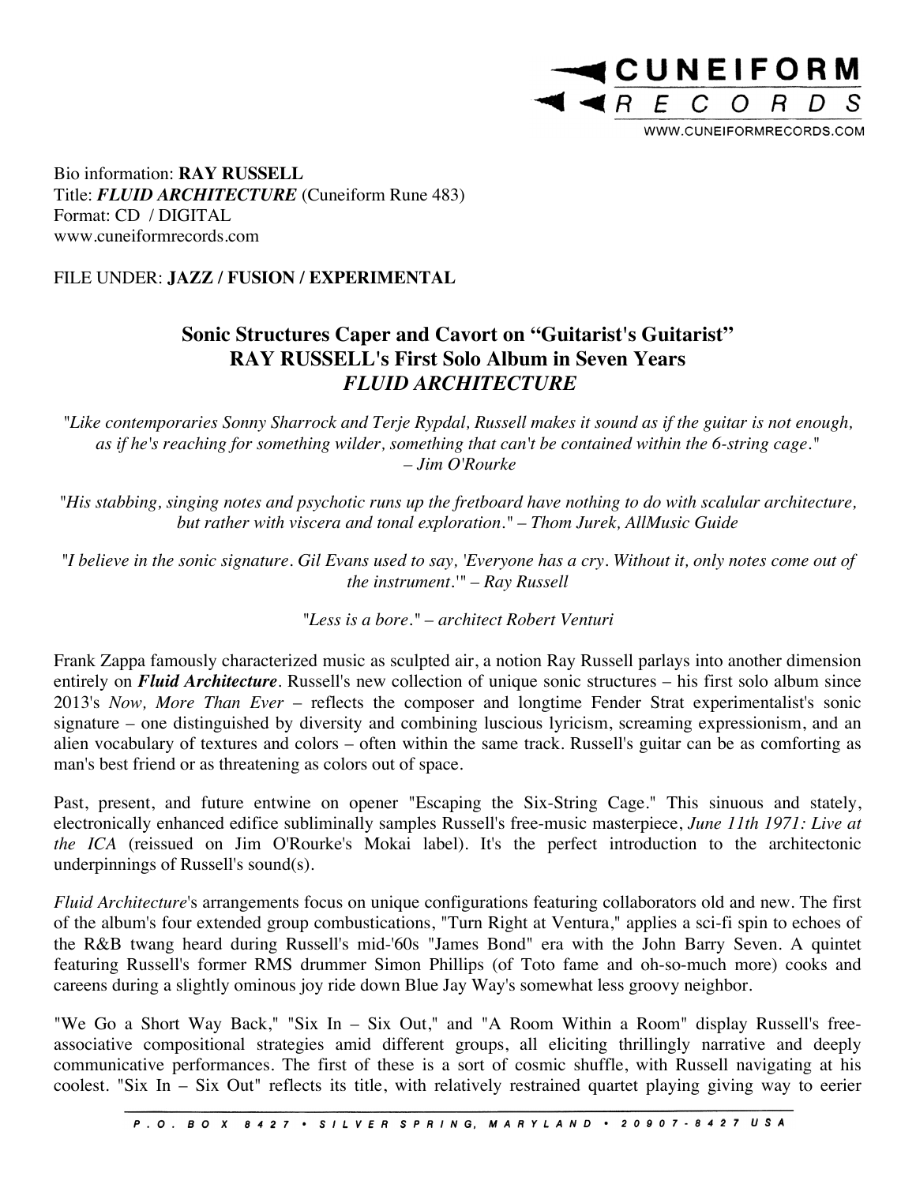Bio information: **RAY RUSSELL**
Title: ***FLUID ARCHITECTURE*** (Cuneiform Rune 483)
Format: CD / DIGITAL
www.cuneiformrecords.com

FILE UNDER: **JAZZ / FUSION / EXPERIMENTAL**

## Sonic Structures Caper and Cavort on "Guitarist's Guitarist" RAY RUSSELL's First Solo Album in Seven Years *FLUID ARCHITECTURE*

*"Like contemporaries Sonny Sharrock and Terje Rypdal, Russell makes it sound as if the guitar is not enough, as if he's reaching for something wilder, something that can't be contained within the 6-string cage." – Jim O'Rourke*

*"His stabbing, singing notes and psychotic runs up the fretboard have nothing to do with scalular architecture, but rather with viscera and tonal exploration." – Thom Jurek, AllMusic Guide*

*"I believe in the sonic signature. Gil Evans used to say, 'Everyone has a cry. Without it, only notes come out of the instrument.'" – Ray Russell*

*"Less is a bore." – architect Robert Venturi*

Frank Zappa famously characterized music as sculpted air, a notion Ray Russell parlays into another dimension entirely on ***Fluid Architecture***. Russell's new collection of unique sonic structures – his first solo album since 2013's *Now, More Than Ever* – reflects the composer and longtime Fender Strat experimentalist's sonic signature – one distinguished by diversity and combining luscious lyricism, screaming expressionism, and an alien vocabulary of textures and colors – often within the same track. Russell's guitar can be as comforting as man's best friend or as threatening as colors out of space.

Past, present, and future entwine on opener "Escaping the Six-String Cage." This sinuous and stately, electronically enhanced edifice subliminally samples Russell's free-music masterpiece, *June 11th 1971: Live at the ICA* (reissued on Jim O'Rourke's Mokai label). It's the perfect introduction to the architectonic underpinnings of Russell's sound(s).

*Fluid Architecture*'s arrangements focus on unique configurations featuring collaborators old and new. The first of the album's four extended group combustications, "Turn Right at Ventura," applies a sci-fi spin to echoes of the R&B twang heard during Russell's mid-'60s "James Bond" era with the John Barry Seven. A quintet featuring Russell's former RMS drummer Simon Phillips (of Toto fame and oh-so-much more) cooks and careens during a slightly ominous joy ride down Blue Jay Way's somewhat less groovy neighbor.

"We Go a Short Way Back," "Six In – Six Out," and "A Room Within a Room" display Russell's free-associative compositional strategies amid different groups, all eliciting thrillingly narrative and deeply communicative performances. The first of these is a sort of cosmic shuffle, with Russell navigating at his coolest. "Six In – Six Out" reflects its title, with relatively restrained quartet playing giving way to eerier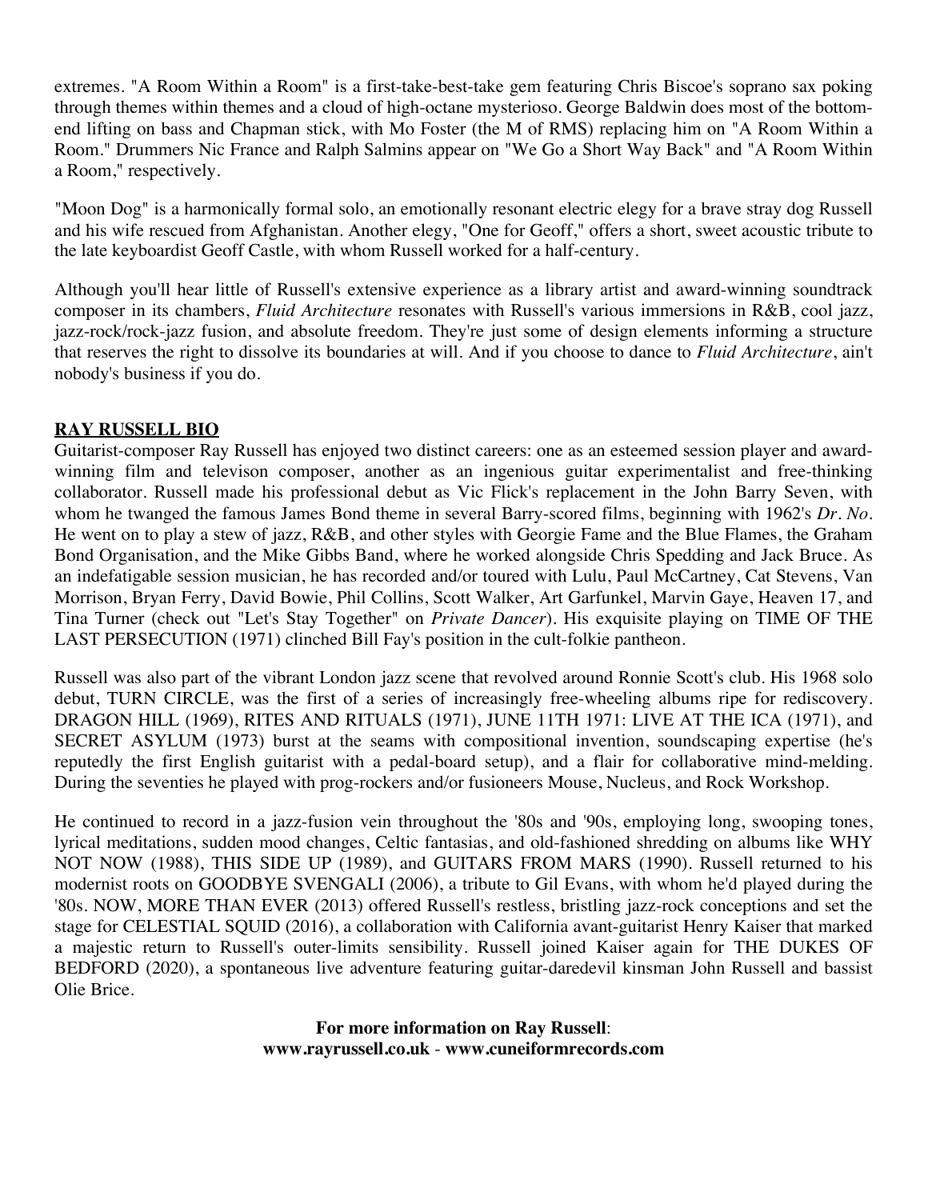extremes. "A Room Within a Room" is a first-take-best-take gem featuring Chris Biscoe's soprano sax poking through themes within themes and a cloud of high-octane mysterioso. George Baldwin does most of the bottom-end lifting on bass and Chapman stick, with Mo Foster (the M of RMS) replacing him on "A Room Within a Room." Drummers Nic France and Ralph Salmins appear on "We Go a Short Way Back" and "A Room Within a Room," respectively.

"Moon Dog" is a harmonically formal solo, an emotionally resonant electric elegy for a brave stray dog Russell and his wife rescued from Afghanistan. Another elegy, "One for Geoff," offers a short, sweet acoustic tribute to the late keyboardist Geoff Castle, with whom Russell worked for a half-century.

Although you'll hear little of Russell's extensive experience as a library artist and award-winning soundtrack composer in its chambers, *Fluid Architecture* resonates with Russell's various immersions in R&B, cool jazz, jazz-rock/rock-jazz fusion, and absolute freedom. They're just some of design elements informing a structure that reserves the right to dissolve its boundaries at will. And if you choose to dance to *Fluid Architecture*, ain't nobody's business if you do.

**RAY RUSSELL BIO**

Guitarist-composer Ray Russell has enjoyed two distinct careers: one as an esteemed session player and award-winning film and televison composer, another as an ingenious guitar experimentalist and free-thinking collaborator. Russell made his professional debut as Vic Flick's replacement in the John Barry Seven, with whom he twanged the famous James Bond theme in several Barry-scored films, beginning with 1962's *Dr. No*. He went on to play a stew of jazz, R&B, and other styles with Georgie Fame and the Blue Flames, the Graham Bond Organisation, and the Mike Gibbs Band, where he worked alongside Chris Spedding and Jack Bruce. As an indefatigable session musician, he has recorded and/or toured with Lulu, Paul McCartney, Cat Stevens, Van Morrison, Bryan Ferry, David Bowie, Phil Collins, Scott Walker, Art Garfunkel, Marvin Gaye, Heaven 17, and Tina Turner (check out "Let's Stay Together" on *Private Dancer*). His exquisite playing on TIME OF THE LAST PERSECUTION (1971) clinched Bill Fay's position in the cult-folkie pantheon.

Russell was also part of the vibrant London jazz scene that revolved around Ronnie Scott's club. His 1968 solo debut, TURN CIRCLE, was the first of a series of increasingly free-wheeling albums ripe for rediscovery. DRAGON HILL (1969), RITES AND RITUALS (1971), JUNE 11TH 1971: LIVE AT THE ICA (1971), and SECRET ASYLUM (1973) burst at the seams with compositional invention, soundscaping expertise (he's reputedly the first English guitarist with a pedal-board setup), and a flair for collaborative mind-melding. During the seventies he played with prog-rockers and/or fusioneers Mouse, Nucleus, and Rock Workshop.

He continued to record in a jazz-fusion vein throughout the '80s and '90s, employing long, swooping tones, lyrical meditations, sudden mood changes, Celtic fantasias, and old-fashioned shredding on albums like WHY NOT NOW (1988), THIS SIDE UP (1989), and GUITARS FROM MARS (1990). Russell returned to his modernist roots on GOODBYE SVENGALI (2006), a tribute to Gil Evans, with whom he'd played during the '80s. NOW, MORE THAN EVER (2013) offered Russell's restless, bristling jazz-rock conceptions and set the stage for CELESTIAL SQUID (2016), a collaboration with California avant-guitarist Henry Kaiser that marked a majestic return to Russell's outer-limits sensibility. Russell joined Kaiser again for THE DUKES OF BEDFORD (2020), a spontaneous live adventure featuring guitar-daredevil kinsman John Russell and bassist Olie Brice.

**For more information on Ray Russell**:
**www.rayrussell.co.uk - www.cuneiformrecords.com**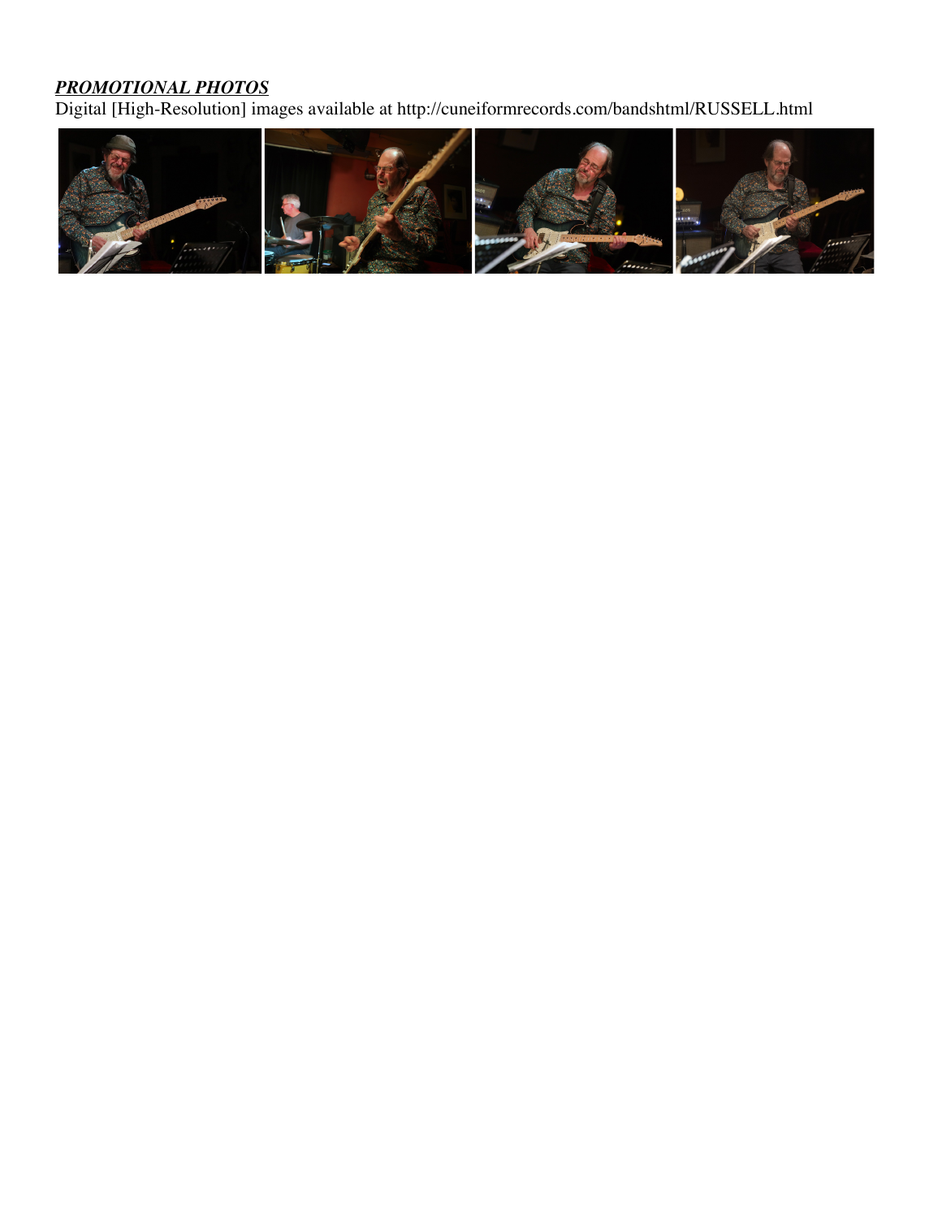***PROMOTIONAL PHOTOS***

Digital [High-Resolution] images available at http://cuneiformrecords.com/bandshtml/RUSSELL.html